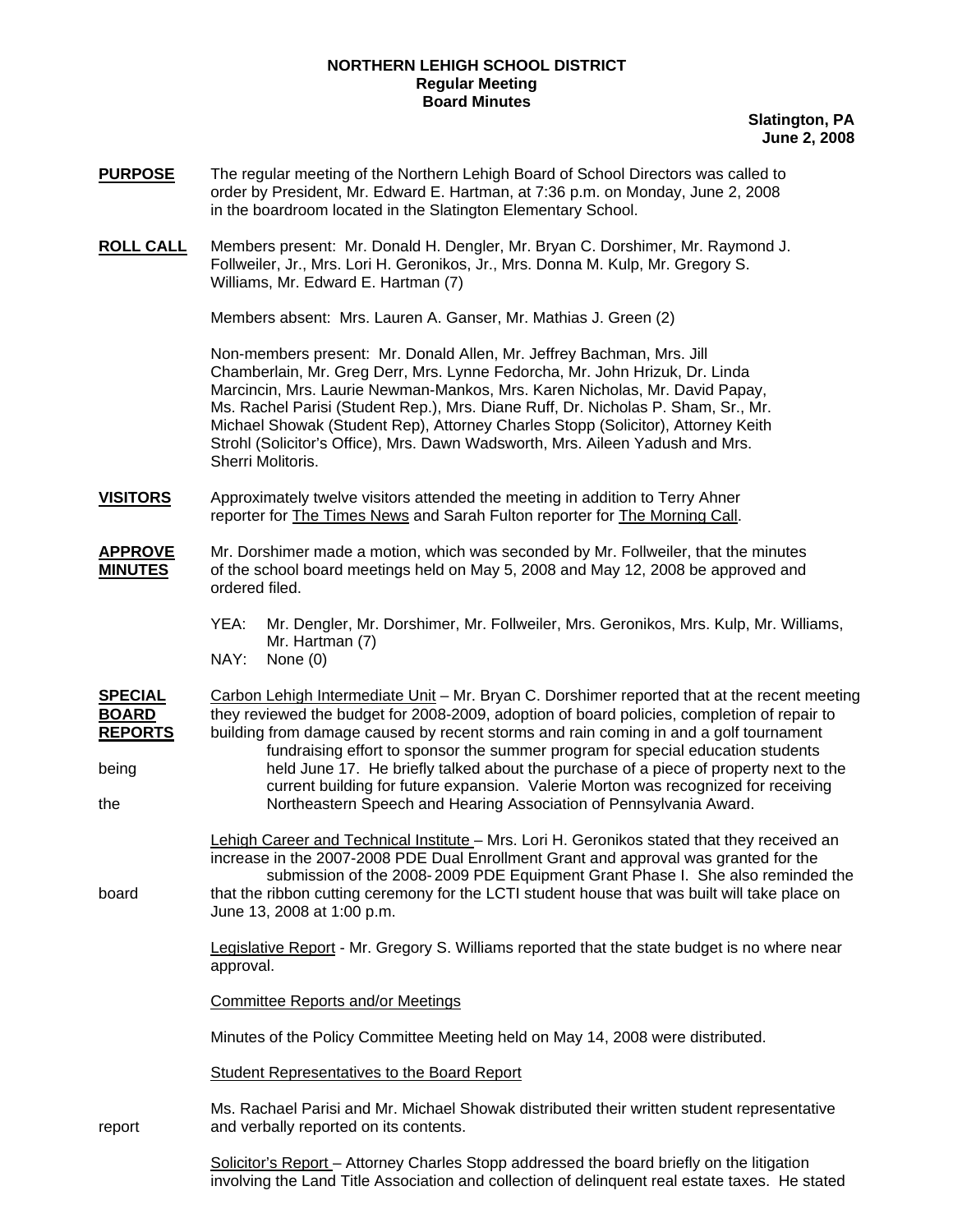**NORTHERN LEHIGH SCHOOL DISTRICT**
**Regular Meeting**
**Board Minutes**

**Slatington, PA**
**June 2, 2008**

**PURPOSE** The regular meeting of the Northern Lehigh Board of School Directors was called to order by President, Mr. Edward E. Hartman, at 7:36 p.m. on Monday, June 2, 2008 in the boardroom located in the Slatington Elementary School.

**ROLL CALL** Members present: Mr. Donald H. Dengler, Mr. Bryan C. Dorshimer, Mr. Raymond J. Follweiler, Jr., Mrs. Lori H. Geronikos, Jr., Mrs. Donna M. Kulp, Mr. Gregory S. Williams, Mr. Edward E. Hartman (7)

Members absent: Mrs. Lauren A. Ganser, Mr. Mathias J. Green (2)

Non-members present: Mr. Donald Allen, Mr. Jeffrey Bachman, Mrs. Jill Chamberlain, Mr. Greg Derr, Mrs. Lynne Fedorcha, Mr. John Hrizuk, Dr. Linda Marcincin, Mrs. Laurie Newman-Mankos, Mrs. Karen Nicholas, Mr. David Papay, Ms. Rachel Parisi (Student Rep.), Mrs. Diane Ruff, Dr. Nicholas P. Sham, Sr., Mr. Michael Showak (Student Rep), Attorney Charles Stopp (Solicitor), Attorney Keith Strohl (Solicitor's Office), Mrs. Dawn Wadsworth, Mrs. Aileen Yadush and Mrs. Sherri Molitoris.

**VISITORS** Approximately twelve visitors attended the meeting in addition to Terry Ahner reporter for The Times News and Sarah Fulton reporter for The Morning Call.

**APPROVE MINUTES** Mr. Dorshimer made a motion, which was seconded by Mr. Follweiler, that the minutes of the school board meetings held on May 5, 2008 and May 12, 2008 be approved and ordered filed.

YEA: Mr. Dengler, Mr. Dorshimer, Mr. Follweiler, Mrs. Geronikos, Mrs. Kulp, Mr. Williams, Mr. Hartman (7)
NAY: None (0)

**SPECIAL BOARD REPORTS**

Carbon Lehigh Intermediate Unit – Mr. Bryan C. Dorshimer reported that at the recent meeting they reviewed the budget for 2008-2009, adoption of board policies, completion of repair to building from damage caused by recent storms and rain coming in and a golf tournament fundraising effort to sponsor the summer program for special education students being held June 17. He briefly talked about the purchase of a piece of property next to the current building for future expansion. Valerie Morton was recognized for receiving the Northeastern Speech and Hearing Association of Pennsylvania Award.

Lehigh Career and Technical Institute – Mrs. Lori H. Geronikos stated that they received an increase in the 2007-2008 PDE Dual Enrollment Grant and approval was granted for the submission of the 2008- 2009 PDE Equipment Grant Phase I. She also reminded the board that the ribbon cutting ceremony for the LCTI student house that was built will take place on June 13, 2008 at 1:00 p.m.

Legislative Report - Mr. Gregory S. Williams reported that the state budget is no where near approval.

Committee Reports and/or Meetings

Minutes of the Policy Committee Meeting held on May 14, 2008 were distributed.

Student Representatives to the Board Report

Ms. Rachael Parisi and Mr. Michael Showak distributed their written student representative report and verbally reported on its contents.

Solicitor's Report – Attorney Charles Stopp addressed the board briefly on the litigation involving the Land Title Association and collection of delinquent real estate taxes. He stated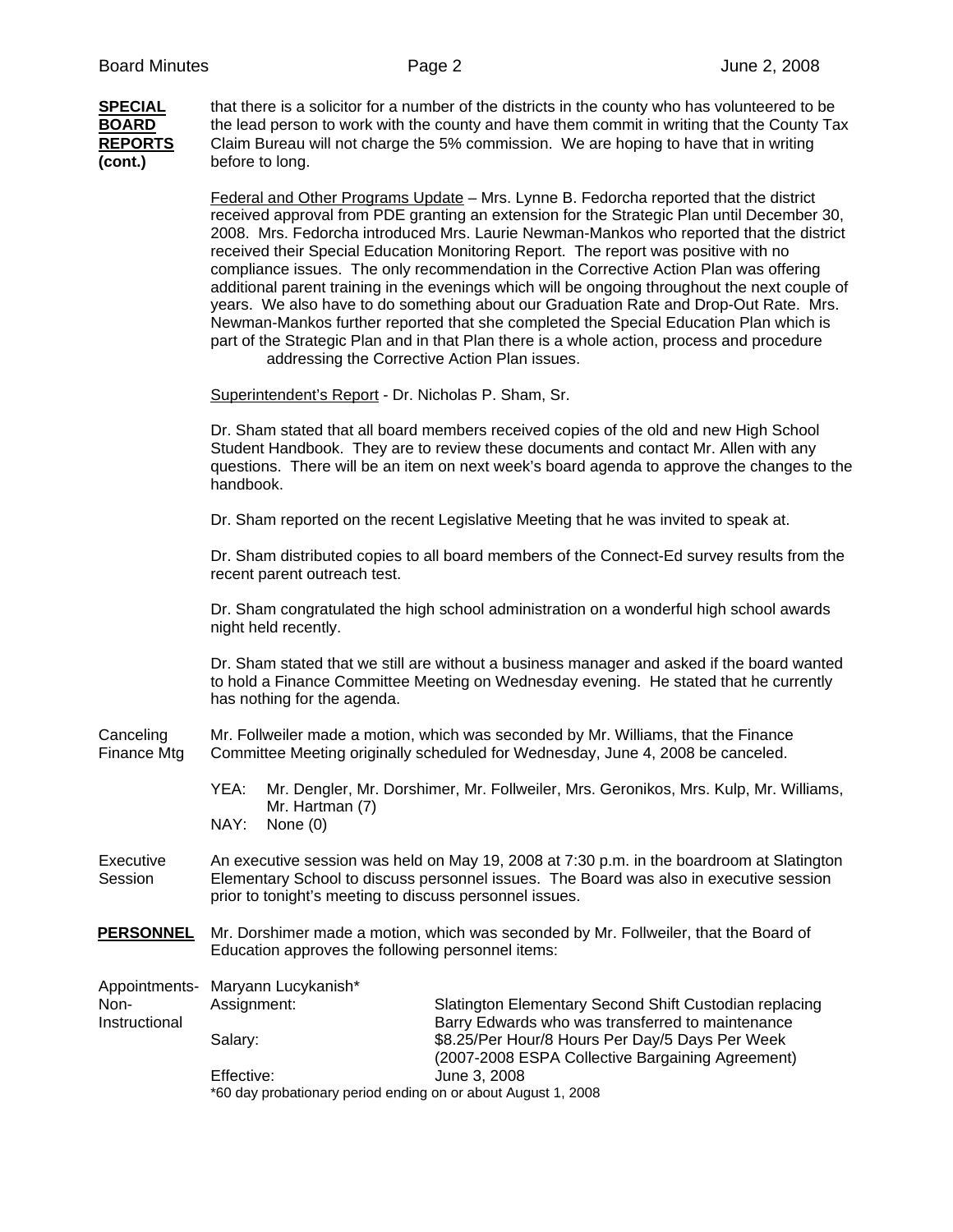**SPECIAL BOARD REPORTS (cont.)**

that there is a solicitor for a number of the districts in the county who has volunteered to be the lead person to work with the county and have them commit in writing that the County Tax Claim Bureau will not charge the 5% commission. We are hoping to have that in writing before to long.

Federal and Other Programs Update – Mrs. Lynne B. Fedorcha reported that the district received approval from PDE granting an extension for the Strategic Plan until December 30, 2008. Mrs. Fedorcha introduced Mrs. Laurie Newman-Mankos who reported that the district received their Special Education Monitoring Report. The report was positive with no compliance issues. The only recommendation in the Corrective Action Plan was offering additional parent training in the evenings which will be ongoing throughout the next couple of years. We also have to do something about our Graduation Rate and Drop-Out Rate. Mrs. Newman-Mankos further reported that she completed the Special Education Plan which is part of the Strategic Plan and in that Plan there is a whole action, process and procedure addressing the Corrective Action Plan issues.

Superintendent's Report - Dr. Nicholas P. Sham, Sr.

Dr. Sham stated that all board members received copies of the old and new High School Student Handbook. They are to review these documents and contact Mr. Allen with any questions. There will be an item on next week's board agenda to approve the changes to the handbook.

Dr. Sham reported on the recent Legislative Meeting that he was invited to speak at.

Dr. Sham distributed copies to all board members of the Connect-Ed survey results from the recent parent outreach test.

Dr. Sham congratulated the high school administration on a wonderful high school awards night held recently.

Dr. Sham stated that we still are without a business manager and asked if the board wanted to hold a Finance Committee Meeting on Wednesday evening. He stated that he currently has nothing for the agenda.

Canceling Finance Mtg

Mr. Follweiler made a motion, which was seconded by Mr. Williams, that the Finance Committee Meeting originally scheduled for Wednesday, June 4, 2008 be canceled.

YEA: Mr. Dengler, Mr. Dorshimer, Mr. Follweiler, Mrs. Geronikos, Mrs. Kulp, Mr. Williams, Mr. Hartman (7)
NAY: None (0)

Executive Session

An executive session was held on May 19, 2008 at 7:30 p.m. in the boardroom at Slatington Elementary School to discuss personnel issues. The Board was also in executive session prior to tonight's meeting to discuss personnel issues.

**PERSONNEL**

Mr. Dorshimer made a motion, which was seconded by Mr. Follweiler, that the Board of Education approves the following personnel items:

Appointments-Non-Instructional

Maryann Lucykanish*

| | |
|---|---|
| Assignment: | Slatington Elementary Second Shift Custodian replacing Barry Edwards who was transferred to maintenance |
| Salary: | $8.25/Per Hour/8 Hours Per Day/5 Days Per Week (2007-2008 ESPA Collective Bargaining Agreement) |
| Effective: | June 3, 2008 |

*60 day probationary period ending on or about August 1, 2008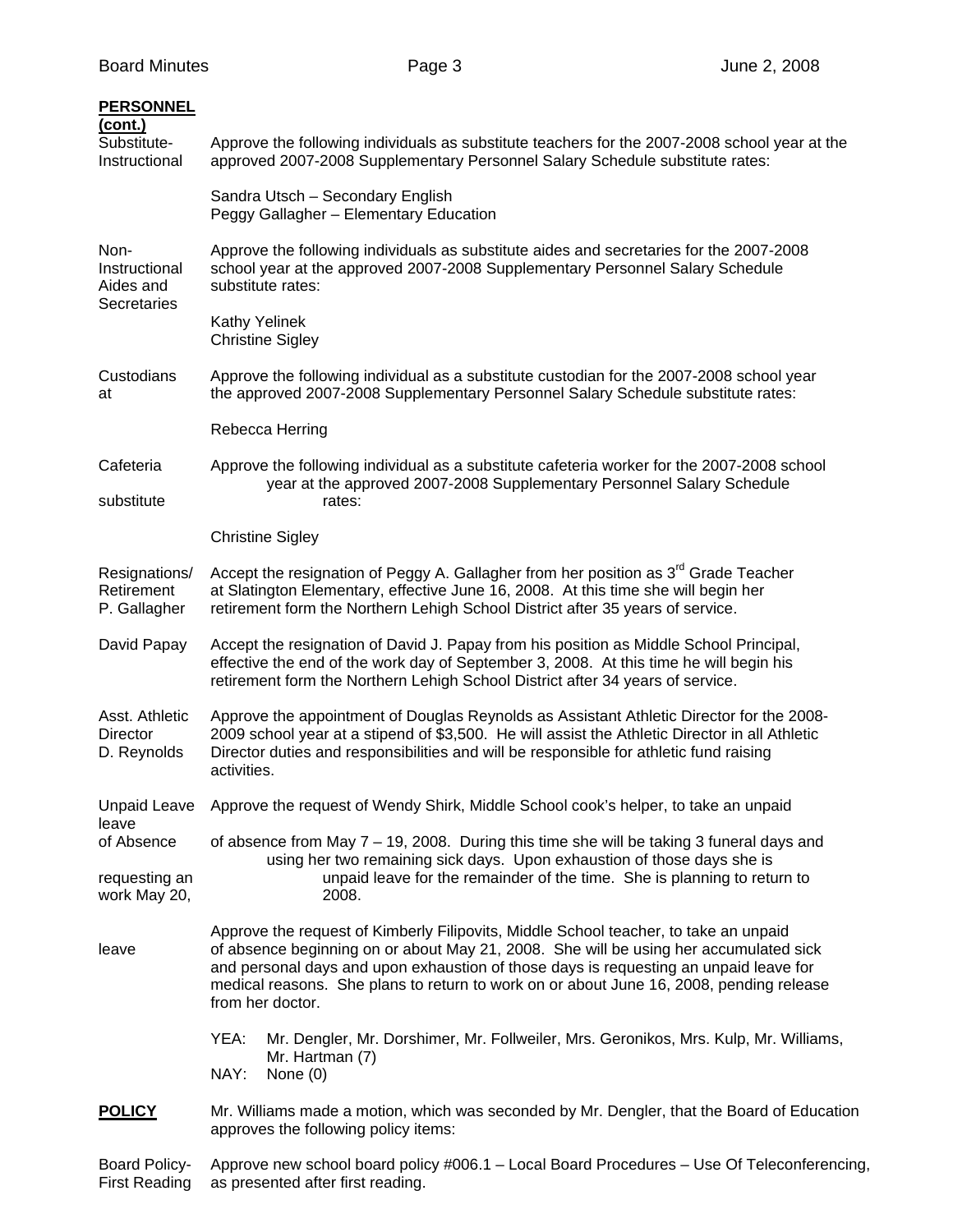**PERSONNEL (cont.)**

Substitute-Instructional

Approve the following individuals as substitute teachers for the 2007-2008 school year at the approved 2007-2008 Supplementary Personnel Salary Schedule substitute rates:

Sandra Utsch – Secondary English
Peggy Gallagher – Elementary Education

Non-Instructional Aides and Secretaries

Approve the following individuals as substitute aides and secretaries for the 2007-2008 school year at the approved 2007-2008 Supplementary Personnel Salary Schedule substitute rates:

Kathy Yelinek
Christine Sigley

Custodians at

Approve the following individual as a substitute custodian for the 2007-2008 school year the approved 2007-2008 Supplementary Personnel Salary Schedule substitute rates:

Rebecca Herring

Cafeteria substitute

Approve the following individual as a substitute cafeteria worker for the 2007-2008 school year at the approved 2007-2008 Supplementary Personnel Salary Schedule rates:

Christine Sigley

Resignations/ Retirement P. Gallagher

Accept the resignation of Peggy A. Gallagher from her position as 3rd Grade Teacher at Slatington Elementary, effective June 16, 2008. At this time she will begin her retirement form the Northern Lehigh School District after 35 years of service.

David Papay

Accept the resignation of David J. Papay from his position as Middle School Principal, effective the end of the work day of September 3, 2008. At this time he will begin his retirement form the Northern Lehigh School District after 34 years of service.

Asst. Athletic Director D. Reynolds

Approve the appointment of Douglas Reynolds as Assistant Athletic Director for the 2008-2009 school year at a stipend of $3,500. He will assist the Athletic Director in all Athletic Director duties and responsibilities and will be responsible for athletic fund raising activities.

Unpaid Leave of Absence

Approve the request of Wendy Shirk, Middle School cook's helper, to take an unpaid leave of absence from May 7 – 19, 2008. During this time she will be taking 3 funeral days and using her two remaining sick days. Upon exhaustion of those days she is requesting an unpaid leave for the remainder of the time. She is planning to return to work May 20, 2008.

Approve the request of Kimberly Filipovits, Middle School teacher, to take an unpaid leave of absence beginning on or about May 21, 2008. She will be using her accumulated sick and personal days and upon exhaustion of those days is requesting an unpaid leave for medical reasons. She plans to return to work on or about June 16, 2008, pending release from her doctor.

YEA: Mr. Dengler, Mr. Dorshimer, Mr. Follweiler, Mrs. Geronikos, Mrs. Kulp, Mr. Williams, Mr. Hartman (7)
NAY: None (0)

**POLICY**

Mr. Williams made a motion, which was seconded by Mr. Dengler, that the Board of Education approves the following policy items:

Board Policy-First Reading

Approve new school board policy #006.1 – Local Board Procedures – Use Of Teleconferencing, as presented after first reading.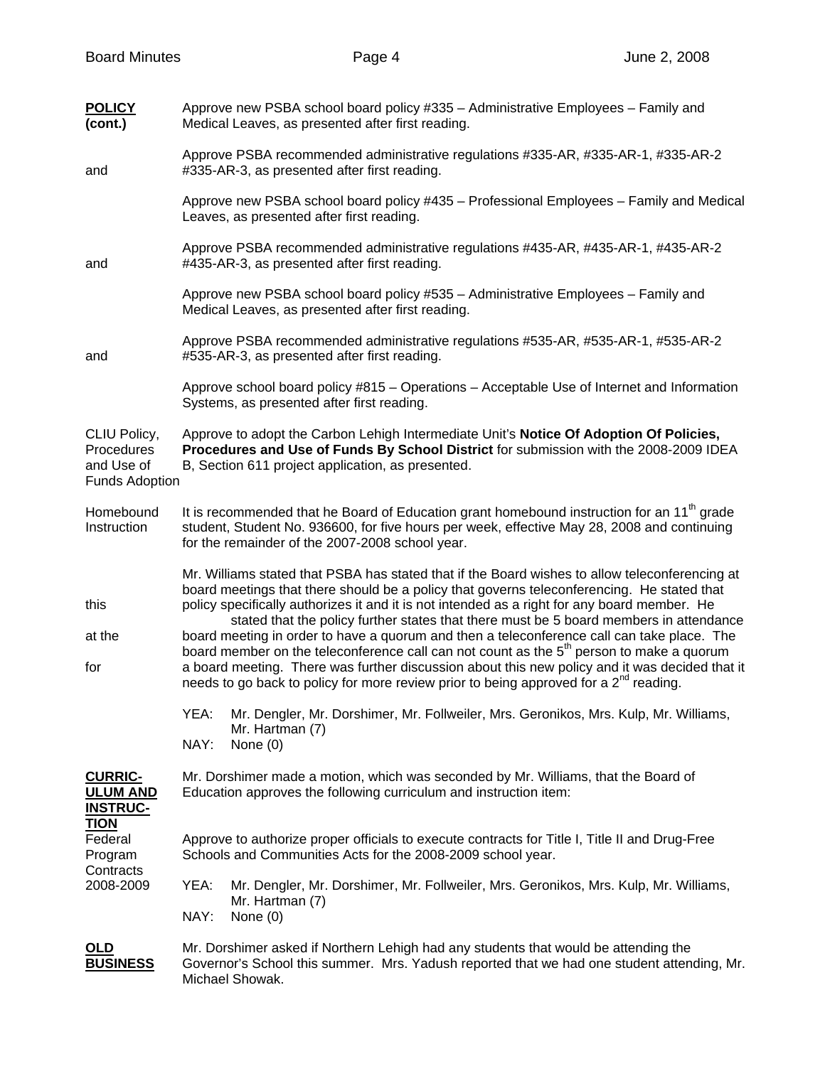**POLICY (cont.)**

Approve new PSBA school board policy #335 – Administrative Employees – Family and Medical Leaves, as presented after first reading.

and

Approve PSBA recommended administrative regulations #335-AR, #335-AR-1, #335-AR-2 #335-AR-3, as presented after first reading.

Approve new PSBA school board policy #435 – Professional Employees – Family and Medical Leaves, as presented after first reading.

and

Approve PSBA recommended administrative regulations #435-AR, #435-AR-1, #435-AR-2 #435-AR-3, as presented after first reading.

Approve new PSBA school board policy #535 – Administrative Employees – Family and Medical Leaves, as presented after first reading.

and

Approve PSBA recommended administrative regulations #535-AR, #535-AR-1, #535-AR-2 #535-AR-3, as presented after first reading.

Approve school board policy #815 – Operations – Acceptable Use of Internet and Information Systems, as presented after first reading.

CLIU Policy, Procedures and Use of Funds Adoption

Approve to adopt the Carbon Lehigh Intermediate Unit's **Notice Of Adoption Of Policies, Procedures and Use of Funds By School District** for submission with the 2008-2009 IDEA B, Section 611 project application, as presented.

Homebound Instruction

It is recommended that he Board of Education grant homebound instruction for an 11th grade student, Student No. 936600, for five hours per week, effective May 28, 2008 and continuing for the remainder of the 2007-2008 school year.

Mr. Williams stated that PSBA has stated that if the Board wishes to allow teleconferencing at board meetings that there should be a policy that governs teleconferencing. He stated that this policy specifically authorizes it and it is not intended as a right for any board member. He stated that the policy further states that there must be 5 board members in attendance at the board meeting in order to have a quorum and then a teleconference call can take place. The board member on the teleconference call can not count as the 5th person to make a quorum for a board meeting. There was further discussion about this new policy and it was decided that it needs to go back to policy for more review prior to being approved for a 2nd reading.

YEA: Mr. Dengler, Mr. Dorshimer, Mr. Follweiler, Mrs. Geronikos, Mrs. Kulp, Mr. Williams, Mr. Hartman (7)
NAY: None (0)

**CURRICULUM AND INSTRUCTION**

Mr. Dorshimer made a motion, which was seconded by Mr. Williams, that the Board of Education approves the following curriculum and instruction item:

Federal Program Contracts 2008-2009

Approve to authorize proper officials to execute contracts for Title I, Title II and Drug-Free Schools and Communities Acts for the 2008-2009 school year.

YEA: Mr. Dengler, Mr. Dorshimer, Mr. Follweiler, Mrs. Geronikos, Mrs. Kulp, Mr. Williams, Mr. Hartman (7)
NAY: None (0)

**OLD BUSINESS**

Mr. Dorshimer asked if Northern Lehigh had any students that would be attending the Governor's School this summer. Mrs. Yadush reported that we had one student attending, Mr. Michael Showak.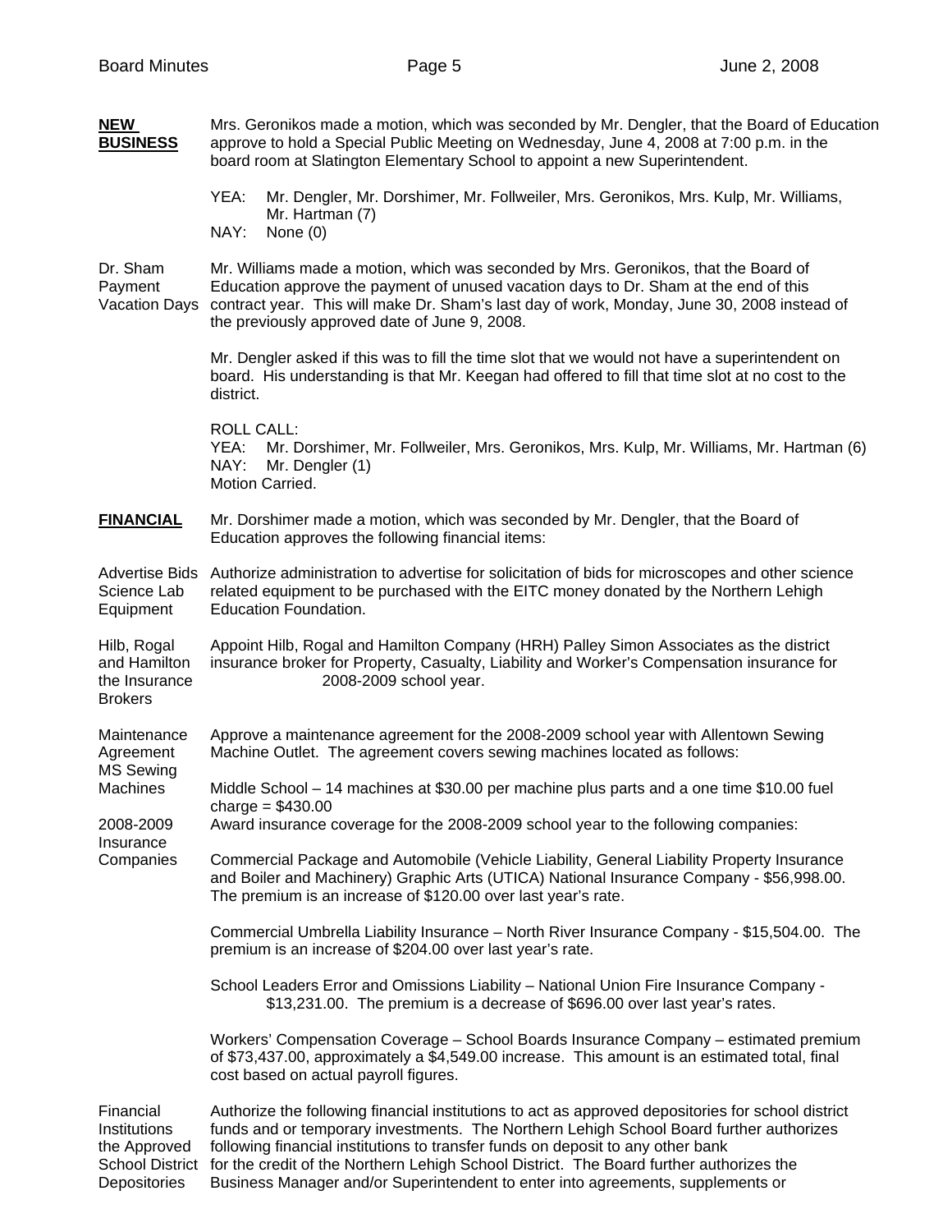**NEW BUSINESS**

Mrs. Geronikos made a motion, which was seconded by Mr. Dengler, that the Board of Education approve to hold a Special Public Meeting on Wednesday, June 4, 2008 at 7:00 p.m. in the board room at Slatington Elementary School to appoint a new Superintendent.

YEA: Mr. Dengler, Mr. Dorshimer, Mr. Follweiler, Mrs. Geronikos, Mrs. Kulp, Mr. Williams, Mr. Hartman (7)
NAY: None (0)

**Dr. Sham Payment Vacation Days**

Mr. Williams made a motion, which was seconded by Mrs. Geronikos, that the Board of Education approve the payment of unused vacation days to Dr. Sham at the end of this contract year. This will make Dr. Sham's last day of work, Monday, June 30, 2008 instead of the previously approved date of June 9, 2008.

Mr. Dengler asked if this was to fill the time slot that we would not have a superintendent on board. His understanding is that Mr. Keegan had offered to fill that time slot at no cost to the district.

ROLL CALL:
YEA: Mr. Dorshimer, Mr. Follweiler, Mrs. Geronikos, Mrs. Kulp, Mr. Williams, Mr. Hartman (6)
NAY: Mr. Dengler (1)
Motion Carried.

**FINANCIAL**

Mr. Dorshimer made a motion, which was seconded by Mr. Dengler, that the Board of Education approves the following financial items:

**Advertise Bids Science Lab Equipment**

Authorize administration to advertise for solicitation of bids for microscopes and other science related equipment to be purchased with the EITC money donated by the Northern Lehigh Education Foundation.

**Hilb, Rogal and Hamilton the Insurance Brokers**

Appoint Hilb, Rogal and Hamilton Company (HRH) Palley Simon Associates as the district insurance broker for Property, Casualty, Liability and Worker's Compensation insurance for 2008-2009 school year.

**Maintenance Agreement MS Sewing Machines**

Approve a maintenance agreement for the 2008-2009 school year with Allentown Sewing Machine Outlet. The agreement covers sewing machines located as follows:

Middle School – 14 machines at $30.00 per machine plus parts and a one time $10.00 fuel charge = $430.00

**2008-2009 Insurance Companies**

Award insurance coverage for the 2008-2009 school year to the following companies:

Commercial Package and Automobile (Vehicle Liability, General Liability Property Insurance and Boiler and Machinery) Graphic Arts (UTICA) National Insurance Company - $56,998.00. The premium is an increase of $120.00 over last year's rate.

Commercial Umbrella Liability Insurance – North River Insurance Company - $15,504.00. The premium is an increase of $204.00 over last year's rate.

School Leaders Error and Omissions Liability – National Union Fire Insurance Company - $13,231.00. The premium is a decrease of $696.00 over last year's rates.

Workers' Compensation Coverage – School Boards Insurance Company – estimated premium of $73,437.00, approximately a $4,549.00 increase. This amount is an estimated total, final cost based on actual payroll figures.

**Financial Institutions the Approved School District Depositories**

Authorize the following financial institutions to act as approved depositories for school district funds and or temporary investments. The Northern Lehigh School Board further authorizes following financial institutions to transfer funds on deposit to any other bank for the credit of the Northern Lehigh School District. The Board further authorizes the Business Manager and/or Superintendent to enter into agreements, supplements or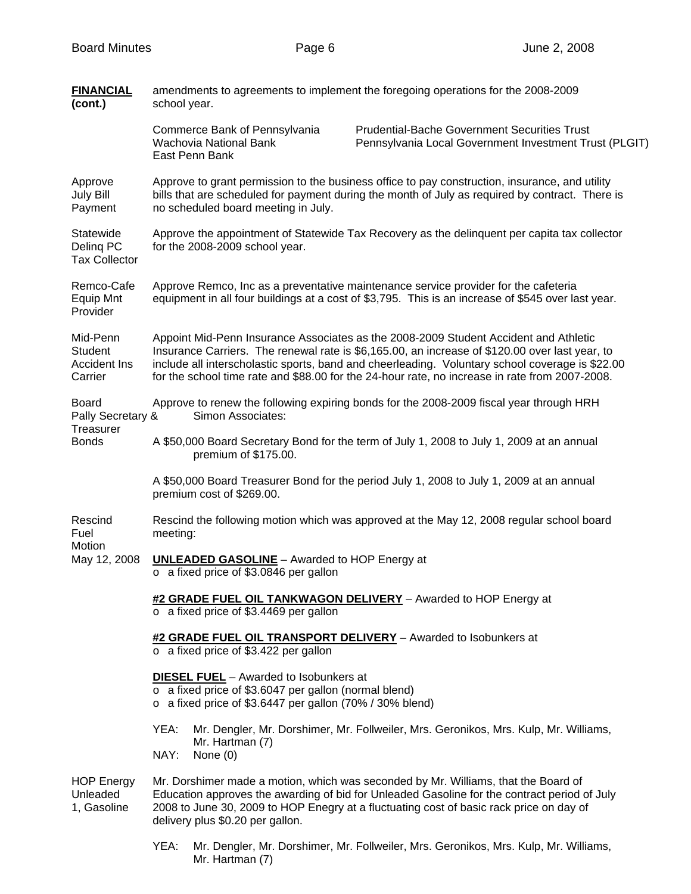**FINANCIAL (cont.)**

amendments to agreements to implement the foregoing operations for the 2008-2009 school year.

Commerce Bank of Pennsylvania
Wachovia National Bank
East Penn Bank
Prudential-Bache Government Securities Trust
Pennsylvania Local Government Investment Trust (PLGIT)

**Approve July Bill Payment**

Approve to grant permission to the business office to pay construction, insurance, and utility bills that are scheduled for payment during the month of July as required by contract. There is no scheduled board meeting in July.

**Statewide Delinq PC Tax Collector**

Approve the appointment of Statewide Tax Recovery as the delinquent per capita tax collector for the 2008-2009 school year.

**Remco-Cafe Equip Mnt Provider**

Approve Remco, Inc as a preventative maintenance service provider for the cafeteria equipment in all four buildings at a cost of $3,795. This is an increase of $545 over last year.

**Mid-Penn Student Accident Ins Carrier**

Appoint Mid-Penn Insurance Associates as the 2008-2009 Student Accident and Athletic Insurance Carriers. The renewal rate is $6,165.00, an increase of $120.00 over last year, to include all interscholastic sports, band and cheerleading. Voluntary school coverage is $22.00 for the school time rate and $88.00 for the 24-hour rate, no increase in rate from 2007-2008.

**Board Pally Secretary & Treasurer Bonds**

Approve to renew the following expiring bonds for the 2008-2009 fiscal year through HRH Simon Associates:

A $50,000 Board Secretary Bond for the term of July 1, 2008 to July 1, 2009 at an annual premium of $175.00.

A $50,000 Board Treasurer Bond for the period July 1, 2008 to July 1, 2009 at an annual premium cost of $269.00.

**Rescind Fuel Motion May 12, 2008**

Rescind the following motion which was approved at the May 12, 2008 regular school board meeting:

**UNLEADED GASOLINE** – Awarded to HOP Energy at
- a fixed price of $3.0846 per gallon

**#2 GRADE FUEL OIL TANKWAGON DELIVERY** – Awarded to HOP Energy at
- a fixed price of $3.4469 per gallon

**#2 GRADE FUEL OIL TRANSPORT DELIVERY** – Awarded to Isobunkers at
- a fixed price of $3.422 per gallon

**DIESEL FUEL** – Awarded to Isobunkers at
- a fixed price of $3.6047 per gallon (normal blend)
- a fixed price of $3.6447 per gallon (70% / 30% blend)

YEA: Mr. Dengler, Mr. Dorshimer, Mr. Follweiler, Mrs. Geronikos, Mrs. Kulp, Mr. Williams, Mr. Hartman (7)
NAY: None (0)

**HOP Energy Unleaded 1, Gasoline**

Mr. Dorshimer made a motion, which was seconded by Mr. Williams, that the Board of Education approves the awarding of bid for Unleaded Gasoline for the contract period of July 2008 to June 30, 2009 to HOP Enegry at a fluctuating cost of basic rack price on day of delivery plus $0.20 per gallon.

YEA: Mr. Dengler, Mr. Dorshimer, Mr. Follweiler, Mrs. Geronikos, Mrs. Kulp, Mr. Williams, Mr. Hartman (7)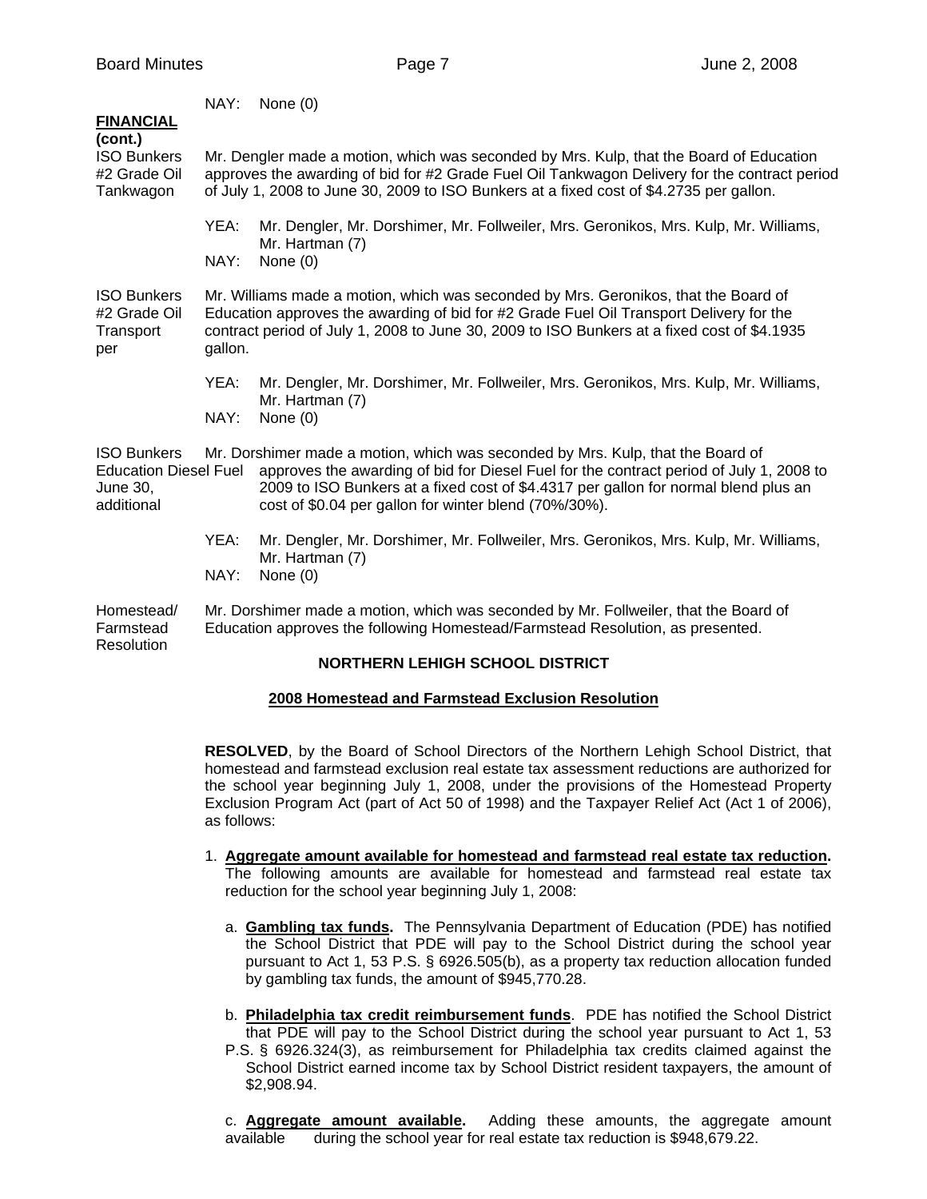NAY: None (0)

**FINANCIAL (cont.)**

ISO Bunkers #2 Grade Oil Tankwagon

Mr. Dengler made a motion, which was seconded by Mrs. Kulp, that the Board of Education approves the awarding of bid for #2 Grade Fuel Oil Tankwagon Delivery for the contract period of July 1, 2008 to June 30, 2009 to ISO Bunkers at a fixed cost of $4.2735 per gallon.

YEA: Mr. Dengler, Mr. Dorshimer, Mr. Follweiler, Mrs. Geronikos, Mrs. Kulp, Mr. Williams, Mr. Hartman (7)
NAY: None (0)

ISO Bunkers #2 Grade Oil Transport

Mr. Williams made a motion, which was seconded by Mrs. Geronikos, that the Board of Education approves the awarding of bid for #2 Grade Fuel Oil Transport Delivery for the contract period of July 1, 2008 to June 30, 2009 to ISO Bunkers at a fixed cost of $4.1935 per gallon.

YEA: Mr. Dengler, Mr. Dorshimer, Mr. Follweiler, Mrs. Geronikos, Mrs. Kulp, Mr. Williams, Mr. Hartman (7)
NAY: None (0)

ISO Bunkers Diesel Fuel

Mr. Dorshimer made a motion, which was seconded by Mrs. Kulp, that the Board of Education approves the awarding of bid for Diesel Fuel for the contract period of July 1, 2008 to June 30, 2009 to ISO Bunkers at a fixed cost of $4.4317 per gallon for normal blend plus an additional cost of $0.04 per gallon for winter blend (70%/30%).

YEA: Mr. Dengler, Mr. Dorshimer, Mr. Follweiler, Mrs. Geronikos, Mrs. Kulp, Mr. Williams, Mr. Hartman (7)
NAY: None (0)

Homestead/ Farmstead Resolution

Mr. Dorshimer made a motion, which was seconded by Mr. Follweiler, that the Board of Education approves the following Homestead/Farmstead Resolution, as presented.

**NORTHERN LEHIGH SCHOOL DISTRICT**

**2008 Homestead and Farmstead Exclusion Resolution**

**RESOLVED**, by the Board of School Directors of the Northern Lehigh School District, that homestead and farmstead exclusion real estate tax assessment reductions are authorized for the school year beginning July 1, 2008, under the provisions of the Homestead Property Exclusion Program Act (part of Act 50 of 1998) and the Taxpayer Relief Act (Act 1 of 2006), as follows:

1. **Aggregate amount available for homestead and farmstead real estate tax reduction.** The following amounts are available for homestead and farmstead real estate tax reduction for the school year beginning July 1, 2008:

   a. **Gambling tax funds.** The Pennsylvania Department of Education (PDE) has notified the School District that PDE will pay to the School District during the school year pursuant to Act 1, 53 P.S. § 6926.505(b), as a property tax reduction allocation funded by gambling tax funds, the amount of $945,770.28.

   b. **Philadelphia tax credit reimbursement funds**. PDE has notified the School District that PDE will pay to the School District during the school year pursuant to Act 1, 53 P.S. § 6926.324(3), as reimbursement for Philadelphia tax credits claimed against the School District earned income tax by School District resident taxpayers, the amount of $2,908.94.

   c. **Aggregate amount available.** Adding these amounts, the aggregate amount available during the school year for real estate tax reduction is $948,679.22.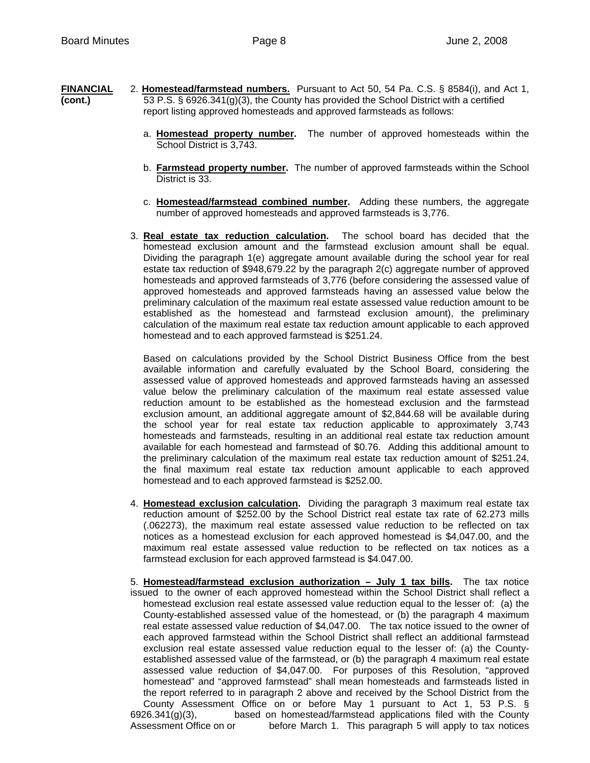**FINANCIAL (cont.)**

2. **Homestead/farmstead numbers.** Pursuant to Act 50, 54 Pa. C.S. § 8584(i), and Act 1, 53 P.S. § 6926.341(g)(3), the County has provided the School District with a certified report listing approved homesteads and approved farmsteads as follows:

   a. **Homestead property number.** The number of approved homesteads within the School District is 3,743.

   b. **Farmstead property number.** The number of approved farmsteads within the School District is 33.

   c. **Homestead/farmstead combined number.** Adding these numbers, the aggregate number of approved homesteads and approved farmsteads is 3,776.

3. **Real estate tax reduction calculation.** The school board has decided that the homestead exclusion amount and the farmstead exclusion amount shall be equal. Dividing the paragraph 1(e) aggregate amount available during the school year for real estate tax reduction of $948,679.22 by the paragraph 2(c) aggregate number of approved homesteads and approved farmsteads of 3,776 (before considering the assessed value of approved homesteads and approved farmsteads having an assessed value below the preliminary calculation of the maximum real estate assessed value reduction amount to be established as the homestead and farmstead exclusion amount), the preliminary calculation of the maximum real estate tax reduction amount applicable to each approved homestead and to each approved farmstead is $251.24.

   Based on calculations provided by the School District Business Office from the best available information and carefully evaluated by the School Board, considering the assessed value of approved homesteads and approved farmsteads having an assessed value below the preliminary calculation of the maximum real estate assessed value reduction amount to be established as the homestead exclusion and the farmstead exclusion amount, an additional aggregate amount of $2,844.68 will be available during the school year for real estate tax reduction applicable to approximately 3,743 homesteads and farmsteads, resulting in an additional real estate tax reduction amount available for each homestead and farmstead of $0.76. Adding this additional amount to the preliminary calculation of the maximum real estate tax reduction amount of $251.24, the final maximum real estate tax reduction amount applicable to each approved homestead and to each approved farmstead is $252.00.

4. **Homestead exclusion calculation.** Dividing the paragraph 3 maximum real estate tax reduction amount of $252.00 by the School District real estate tax rate of 62.273 mills (.062273), the maximum real estate assessed value reduction to be reflected on tax notices as a homestead exclusion for each approved homestead is $4,047.00, and the maximum real estate assessed value reduction to be reflected on tax notices as a farmstead exclusion for each approved farmstead is $4.047.00.

5. **Homestead/farmstead exclusion authorization – July 1 tax bills.** The tax notice issued to the owner of each approved homestead within the School District shall reflect a homestead exclusion real estate assessed value reduction equal to the lesser of: (a) the County-established assessed value of the homestead, or (b) the paragraph 4 maximum real estate assessed value reduction of $4,047.00. The tax notice issued to the owner of each approved farmstead within the School District shall reflect an additional farmstead exclusion real estate assessed value reduction equal to the lesser of: (a) the County-established assessed value of the farmstead, or (b) the paragraph 4 maximum real estate assessed value reduction of $4,047.00. For purposes of this Resolution, "approved homestead" and "approved farmstead" shall mean homesteads and farmsteads listed in the report referred to in paragraph 2 above and received by the School District from the County Assessment Office on or before May 1 pursuant to Act 1, 53 P.S. § 6926.341(g)(3), based on homestead/farmstead applications filed with the County Assessment Office on or before March 1. This paragraph 5 will apply to tax notices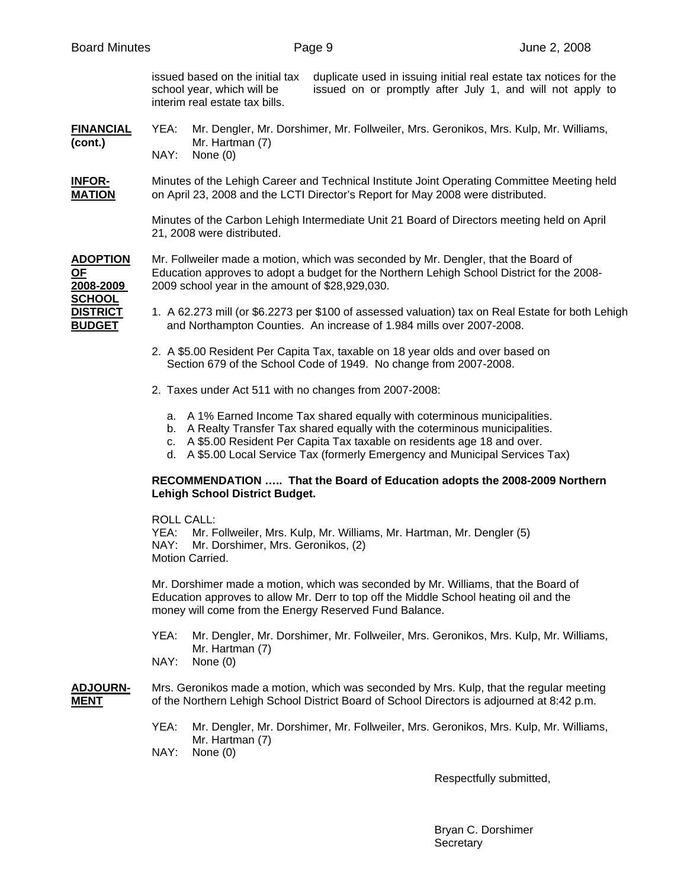issued based on the initial tax duplicate used in issuing initial real estate tax notices for the school year, which will be issued on or promptly after July 1, and will not apply to interim real estate tax bills.

**FINANCIAL (cont.)**

YEA: Mr. Dengler, Mr. Dorshimer, Mr. Follweiler, Mrs. Geronikos, Mrs. Kulp, Mr. Williams, Mr. Hartman (7)
NAY: None (0)

**INFORMATION**

Minutes of the Lehigh Career and Technical Institute Joint Operating Committee Meeting held on April 23, 2008 and the LCTI Director's Report for May 2008 were distributed.

Minutes of the Carbon Lehigh Intermediate Unit 21 Board of Directors meeting held on April 21, 2008 were distributed.

**ADOPTION OF 2008-2009 SCHOOL DISTRICT BUDGET**

Mr. Follweiler made a motion, which was seconded by Mr. Dengler, that the Board of Education approves to adopt a budget for the Northern Lehigh School District for the 2008-2009 school year in the amount of $28,929,030.

1. A 62.273 mill (or $6.2273 per $100 of assessed valuation) tax on Real Estate for both Lehigh and Northampton Counties. An increase of 1.984 mills over 2007-2008.

2. A $5.00 Resident Per Capita Tax, taxable on 18 year olds and over based on Section 679 of the School Code of 1949. No change from 2007-2008.

2. Taxes under Act 511 with no changes from 2007-2008:

   a. A 1% Earned Income Tax shared equally with coterminous municipalities.
   b. A Realty Transfer Tax shared equally with the coterminous municipalities.
   c. A $5.00 Resident Per Capita Tax taxable on residents age 18 and over.
   d. A $5.00 Local Service Tax (formerly Emergency and Municipal Services Tax)

**RECOMMENDATION ….. That the Board of Education adopts the 2008-2009 Northern Lehigh School District Budget.**

ROLL CALL:
YEA: Mr. Follweiler, Mrs. Kulp, Mr. Williams, Mr. Hartman, Mr. Dengler (5)
NAY: Mr. Dorshimer, Mrs. Geronikos, (2)
Motion Carried.

Mr. Dorshimer made a motion, which was seconded by Mr. Williams, that the Board of Education approves to allow Mr. Derr to top off the Middle School heating oil and the money will come from the Energy Reserved Fund Balance.

YEA: Mr. Dengler, Mr. Dorshimer, Mr. Follweiler, Mrs. Geronikos, Mrs. Kulp, Mr. Williams, Mr. Hartman (7)
NAY: None (0)

**ADJOURNMENT**

Mrs. Geronikos made a motion, which was seconded by Mrs. Kulp, that the regular meeting of the Northern Lehigh School District Board of School Directors is adjourned at 8:42 p.m.

YEA: Mr. Dengler, Mr. Dorshimer, Mr. Follweiler, Mrs. Geronikos, Mrs. Kulp, Mr. Williams, Mr. Hartman (7)
NAY: None (0)

Respectfully submitted,

Bryan C. Dorshimer
Secretary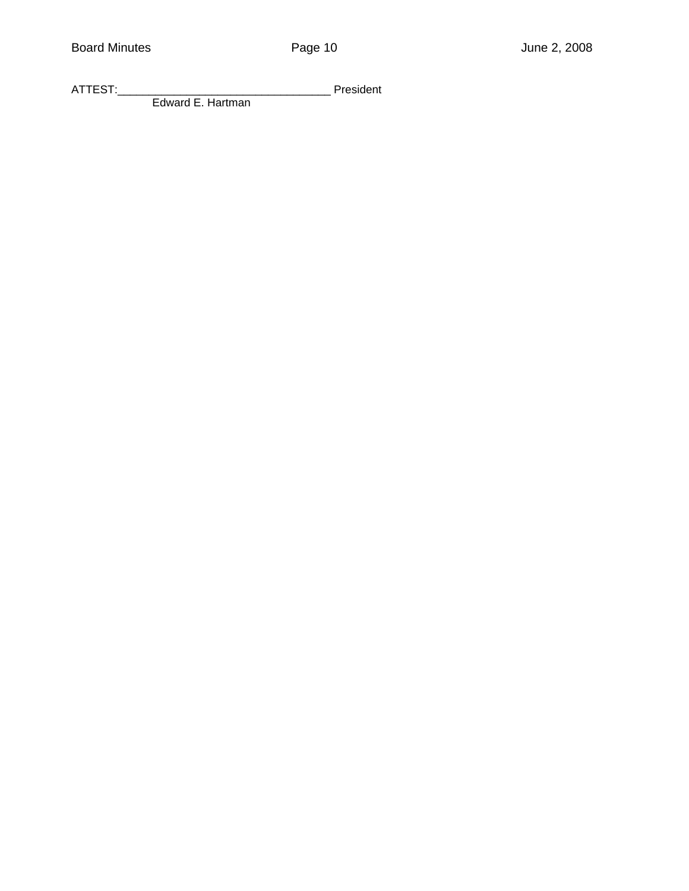ATTEST:__________________________________ President
Edward E. Hartman